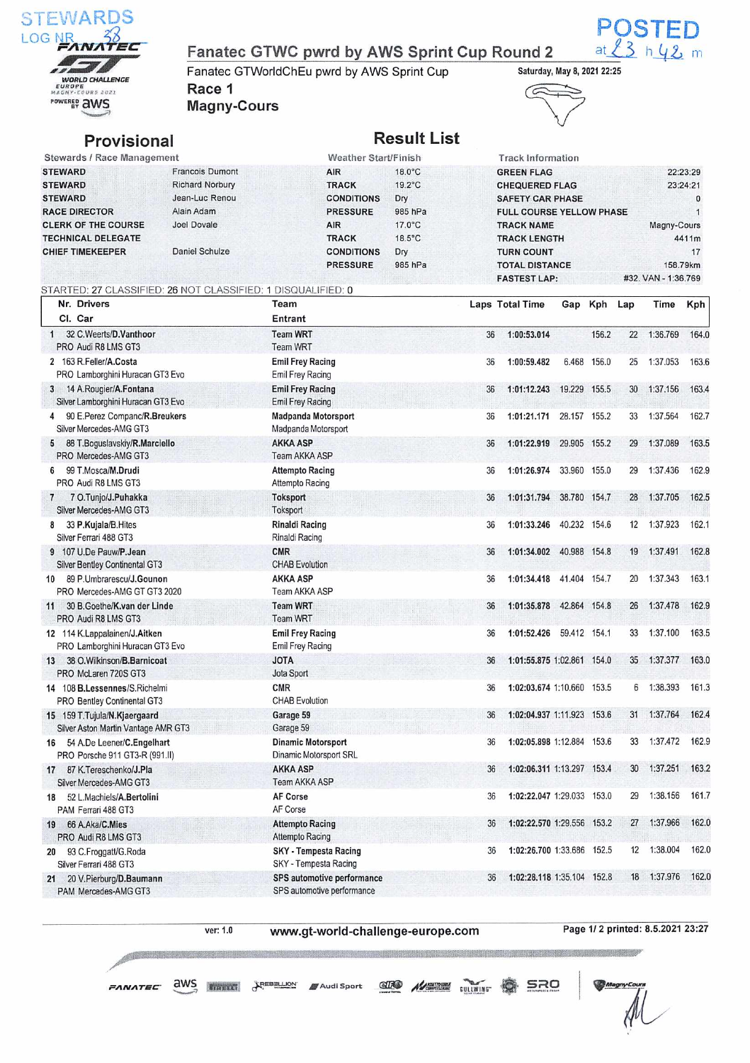STEWARDS LOG NR 38

POSTED at 23 h 42 m

# Fanatec GTWC pwrd by AWS Sprint Cup Round 2

Fanatec GTWorldChEu pwrd by AWS Sprint Cup

Saturday, May 8, 2021 22:25

**Race 1**

**Magny-Cours**

## Provisional Result List

| Stewards / Race Management | | Weather Start/Finish | | Track Information | |
|---|---|---|---|---|---|
| STEWARD | Francois Dumont | AIR | 18.0°C | GREEN FLAG | 22:23:29 |
| STEWARD | Richard Norbury | TRACK | 19.2°C | CHEQUERED FLAG | 23:24:21 |
| STEWARD | Jean-Luc Renou | CONDITIONS | Dry | SAFETY CAR PHASE | 0 |
| RACE DIRECTOR | Alain Adam | PRESSURE | 985 hPa | FULL COURSE YELLOW PHASE | 1 |
| CLERK OF THE COURSE | Joel Dovale | AIR | 17.0°C | TRACK NAME | Magny-Cours |
| TECHNICAL DELEGATE | | TRACK | 18.5°C | TRACK LENGTH | 4411m |
| CHIEF TIMEKEEPER | Daniel Schulze | CONDITIONS | Dry | TURN COUNT | 17 |
| | | PRESSURE | 985 hPa | TOTAL DISTANCE | 158.79km |
| | | | | FASTEST LAP: | #32. VAN - 1:36.769 |

STARTED: 27 CLASSIFIED: 26 NOT CLASSIFIED: 1 DISQUALIFIED: 0

| Pos | Nr. Drivers / Cl. Car | Team / Entrant | Laps | Total Time | Gap | Kph | Lap | Time | Kph |
|---|---|---|---|---|---|---|---|---|---|
| 1 | 32 C.Weerts/D.Vanthoor<br>PRO Audi R8 LMS GT3 | Team WRT<br>Team WRT | 36 | 1:00:53.014 | | 156.2 | 22 | 1:36.769 | 164.0 |
| 2 | 163 R.Feller/A.Costa<br>PRO Lamborghini Huracan GT3 Evo | Emil Frey Racing<br>Emil Frey Racing | 36 | 1:00:59.482 | 6.468 | 156.0 | 25 | 1:37.053 | 163.6 |
| 3 | 14 A.Rougier/A.Fontana<br>Silver Lamborghini Huracan GT3 Evo | Emil Frey Racing<br>Emil Frey Racing | 36 | 1:01:12.243 | 19.229 | 155.5 | 30 | 1:37.156 | 163.4 |
| 4 | 90 E.Perez Companc/R.Breukers<br>Silver Mercedes-AMG GT3 | Madpanda Motorsport<br>Madpanda Motorsport | 36 | 1:01:21.171 | 28.157 | 155.2 | 33 | 1:37.564 | 162.7 |
| 5 | 88 T.Boguslavskiy/R.Marciello<br>PRO Mercedes-AMG GT3 | AKKA ASP<br>Team AKKA ASP | 36 | 1:01:22.919 | 29.905 | 155.2 | 29 | 1:37.089 | 163.5 |
| 6 | 99 T.Mosca/M.Drudi<br>PRO Audi R8 LMS GT3 | Attempto Racing<br>Attempto Racing | 36 | 1:01:26.974 | 33.960 | 155.0 | 29 | 1:37.436 | 162.9 |
| 7 | 7 O.Tunjo/J.Puhakka<br>Silver Mercedes-AMG GT3 | Toksport<br>Toksport | 36 | 1:01:31.794 | 38.780 | 154.7 | 28 | 1:37.705 | 162.5 |
| 8 | 33 P.Kujala/B.Hites<br>Silver Ferrari 488 GT3 | Rinaldi Racing<br>Rinaldi Racing | 36 | 1:01:33.246 | 40.232 | 154.6 | 12 | 1:37.923 | 162.1 |
| 9 | 107 U.De Pauw/P.Jean<br>Silver Bentley Continental GT3 | CMR<br>CHAB Evolution | 36 | 1:01:34.002 | 40.988 | 154.8 | 19 | 1:37.491 | 162.8 |
| 10 | 89 P.Umbrarescu/J.Gounon<br>PRO Mercedes-AMG GT GT3 2020 | AKKA ASP<br>Team AKKA ASP | 36 | 1:01:34.418 | 41.404 | 154.7 | 20 | 1:37.343 | 163.1 |
| 11 | 30 B.Goethe/K.van der Linde<br>PRO Audi R8 LMS GT3 | Team WRT<br>Team WRT | 36 | 1:01:35.878 | 42.864 | 154.8 | 26 | 1:37.478 | 162.9 |
| 12 | 114 K.Lappalainen/J.Aitken<br>PRO Lamborghini Huracan GT3 Evo | Emil Frey Racing<br>Emil Frey Racing | 36 | 1:01:52.426 | 59.412 | 154.1 | 33 | 1:37.100 | 163.5 |
| 13 | 38 O.Wilkinson/B.Barnicoat<br>PRO McLaren 720S GT3 | JOTA<br>Jota Sport | 36 | 1:01:55.875 | 1:02.861 | 154.0 | 35 | 1:37.377 | 163.0 |
| 14 | 108 B.Lessennes/S.Richelmi<br>PRO Bentley Continental GT3 | CMR<br>CHAB Evolution | 36 | 1:02:03.674 | 1:10.660 | 153.5 | 6 | 1:38.393 | 161.3 |
| 15 | 159 T.Tujula/N.Kjaergaard<br>Silver Aston Martin Vantage AMR GT3 | Garage 59<br>Garage 59 | 36 | 1:02:04.937 | 1:11.923 | 153.6 | 31 | 1:37.764 | 162.4 |
| 16 | 54 A.De Leener/C.Engelhart<br>PRO Porsche 911 GT3-R (991.II) | Dinamic Motorsport<br>Dinamic Motorsport SRL | 36 | 1:02:05.898 | 1:12.884 | 153.6 | 33 | 1:37.472 | 162.9 |
| 17 | 87 K.Tereschenko/J.Pla<br>Silver Mercedes-AMG GT3 | AKKA ASP<br>Team AKKA ASP | 36 | 1:02:06.311 | 1:13.297 | 153.4 | 30 | 1:37.251 | 163.2 |
| 18 | 52 L.Machiels/A.Bertolini<br>PAM Ferrari 488 GT3 | AF Corse<br>AF Corse | 36 | 1:02:22.047 | 1:29.033 | 153.0 | 29 | 1:38.156 | 161.7 |
| 19 | 66 A.Aka/C.Mies<br>PRO Audi R8 LMS GT3 | Attempto Racing<br>Attempto Racing | 36 | 1:02:22.570 | 1:29.556 | 153.2 | 27 | 1:37.966 | 162.0 |
| 20 | 93 C.Froggatt/G.Roda<br>Silver Ferrari 488 GT3 | SKY - Tempesta Racing<br>SKY - Tempesta Racing | 36 | 1:02:26.700 | 1:33.686 | 152.5 | 12 | 1:38.004 | 162.0 |
| 21 | 20 V.Pierburg/D.Baumann<br>PAM Mercedes-AMG GT3 | SPS automotive performance<br>SPS automotive performance | 36 | 1:02:28.118 | 1:35.104 | 152.8 | 18 | 1:37.976 | 162.0 |

ver: 1.0 www.gt-world-challenge-europe.com printed: 8.5.2021 23:27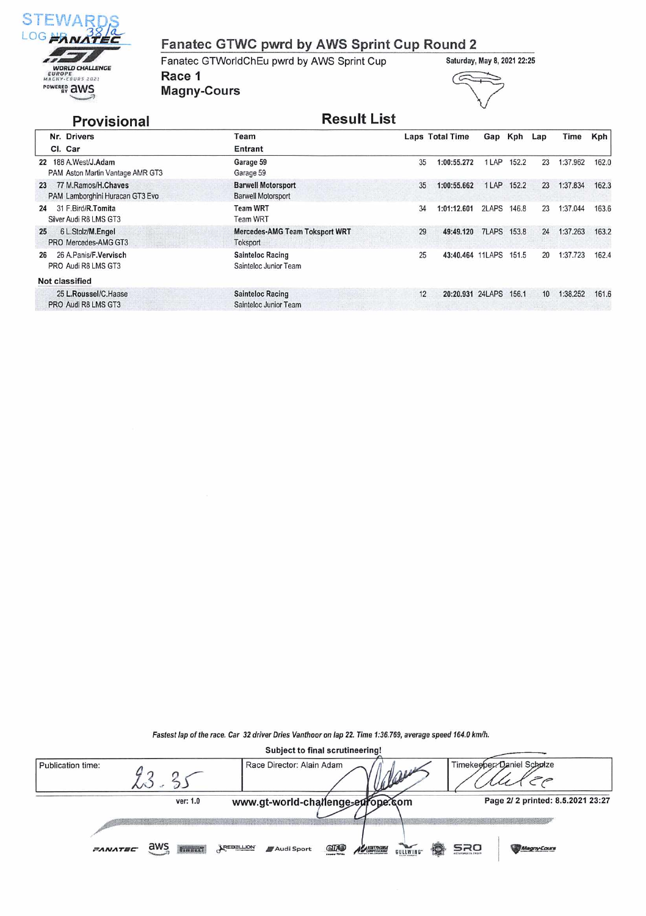STEWARDS LOG NR. 38/a

## Fanatec GTWC pwrd by AWS Sprint Cup Round 2

Fanatec GTWorldChEu pwrd by AWS Sprint Cup

Saturday, May 8, 2021 22:25

**Race 1**

**Magny-Cours**

# Provisional

# Result List

| Nr. | Drivers / Cl. Car | Team / Entrant | Laps | Total Time | Gap | Kph | Lap | Time | Kph |
|---|---|---|---|---|---|---|---|---|---|
| 22 | 188 A.West/**J.Adam** PAM Aston Martin Vantage AMR GT3 | **Garage 59** Garage 59 | 35 | **1:00:55.272** | 1 LAP | 152.2 | 23 | 1:37.962 | 162.0 |
| 23 | 77 M.Ramos/**H.Chaves** PAM Lamborghini Huracan GT3 Evo | **Barwell Motorsport** Barwell Motorsport | 35 | **1:00:55.662** | 1 LAP | 152.2 | 23 | 1:37.834 | 162.3 |
| 24 | 31 F.Bird/**R.Tomita** Silver Audi R8 LMS GT3 | **Team WRT** Team WRT | 34 | **1:01:12.601** | 2LAPS | 146.8 | 23 | 1:37.044 | 163.6 |
| 25 | 6 L.Stolz/**M.Engel** PRO Mercedes-AMG GT3 | **Mercedes-AMG Team Toksport WRT** Toksport | 29 | **49:49.120** | 7LAPS | 153.8 | 24 | 1:37.263 | 163.2 |
| 26 | 26 A.Panis/**F.Vervisch** PRO Audi R8 LMS GT3 | **Sainteloc Racing** Sainteloc Junior Team | 25 | **43:40.464** | 11LAPS | 151.5 | 20 | 1:37.723 | 162.4 |
| **Not classified** | | | | | | | | | |
| | 25 **L.Roussel**/C.Haase PRO Audi R8 LMS GT3 | **Sainteloc Racing** Sainteloc Junior Team | 12 | **20:20.931** | 24LAPS | 156.1 | 10 | 1:38.252 | 161.6 |

*Fastest lap of the race. Car 32 driver Dries Vanthoor on lap 22. Time 1:36.769, average speed 164.0 km/h.*

**Subject to final scrutineering!**

| Publication time: 23.35 | Race Director: Alain Adam | Timekeeper: Daniel Scholze |
|---|---|---|

ver: 1.0

www.gt-world-challenge-europe.com

printed: 8.5.2021 23:27